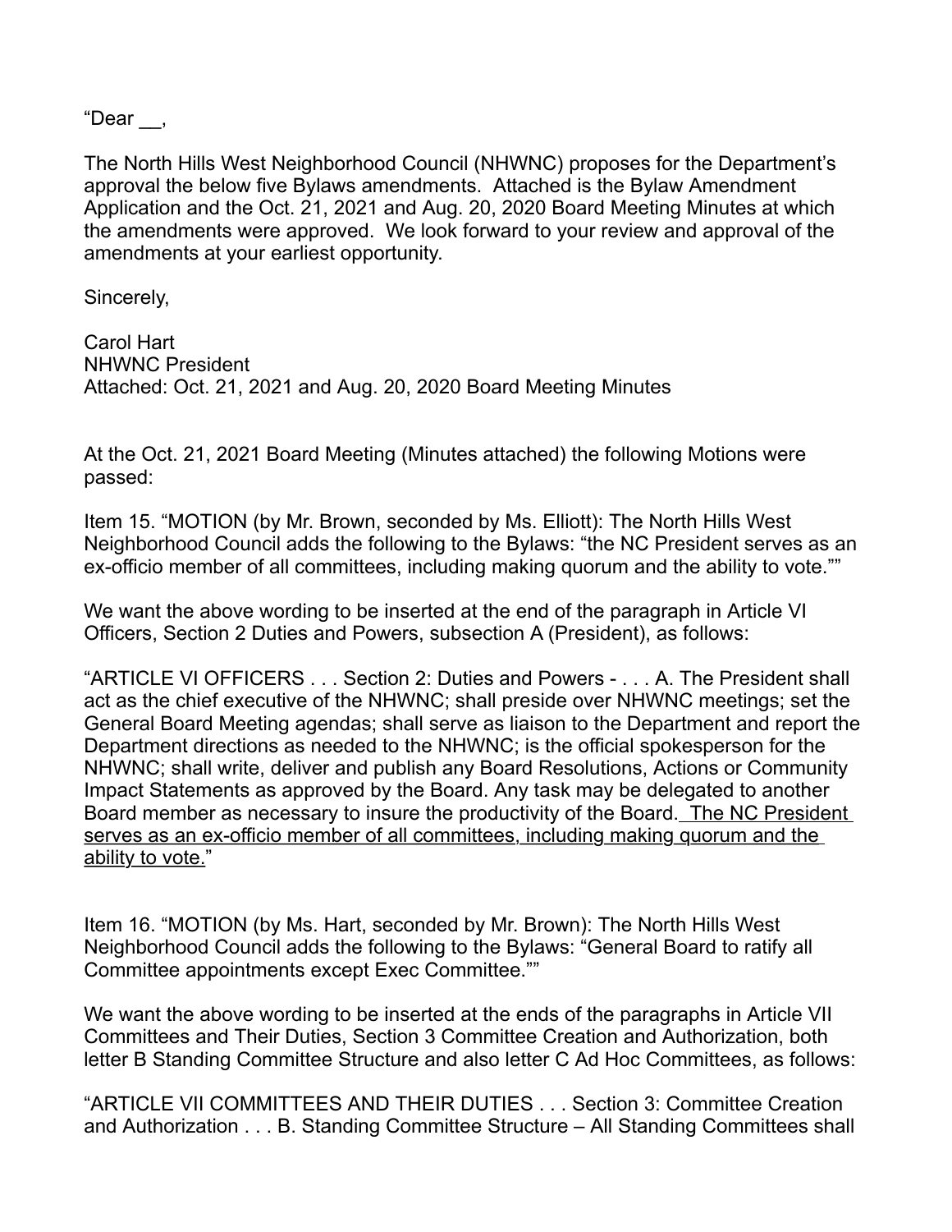"Dear __,

The North Hills West Neighborhood Council (NHWNC) proposes for the Department's approval the below five Bylaws amendments. Attached is the Bylaw Amendment Application and the Oct. 21, 2021 and Aug. 20, 2020 Board Meeting Minutes at which the amendments were approved. We look forward to your review and approval of the amendments at your earliest opportunity.

Sincerely,

Carol Hart
NHWNC President
Attached: Oct. 21, 2021 and Aug. 20, 2020 Board Meeting Minutes

At the Oct. 21, 2021 Board Meeting (Minutes attached) the following Motions were passed:

Item 15. "MOTION (by Mr. Brown, seconded by Ms. Elliott): The North Hills West Neighborhood Council adds the following to the Bylaws: "the NC President serves as an ex-officio member of all committees, including making quorum and the ability to vote.""

We want the above wording to be inserted at the end of the paragraph in Article VI Officers, Section 2 Duties and Powers, subsection A (President), as follows:

"ARTICLE VI OFFICERS . . . Section 2: Duties and Powers - . . . A. The President shall act as the chief executive of the NHWNC; shall preside over NHWNC meetings; set the General Board Meeting agendas; shall serve as liaison to the Department and report the Department directions as needed to the NHWNC; is the official spokesperson for the NHWNC; shall write, deliver and publish any Board Resolutions, Actions or Community Impact Statements as approved by the Board. Any task may be delegated to another Board member as necessary to insure the productivity of the Board. <u>The NC President serves as an ex-officio member of all committees, including making quorum and the ability to vote.</u>"

Item 16. "MOTION (by Ms. Hart, seconded by Mr. Brown): The North Hills West Neighborhood Council adds the following to the Bylaws: "General Board to ratify all Committee appointments except Exec Committee.""

We want the above wording to be inserted at the ends of the paragraphs in Article VII Committees and Their Duties, Section 3 Committee Creation and Authorization, both letter B Standing Committee Structure and also letter C Ad Hoc Committees, as follows:

"ARTICLE VII COMMITTEES AND THEIR DUTIES . . . Section 3: Committee Creation and Authorization . . . B. Standing Committee Structure – All Standing Committees shall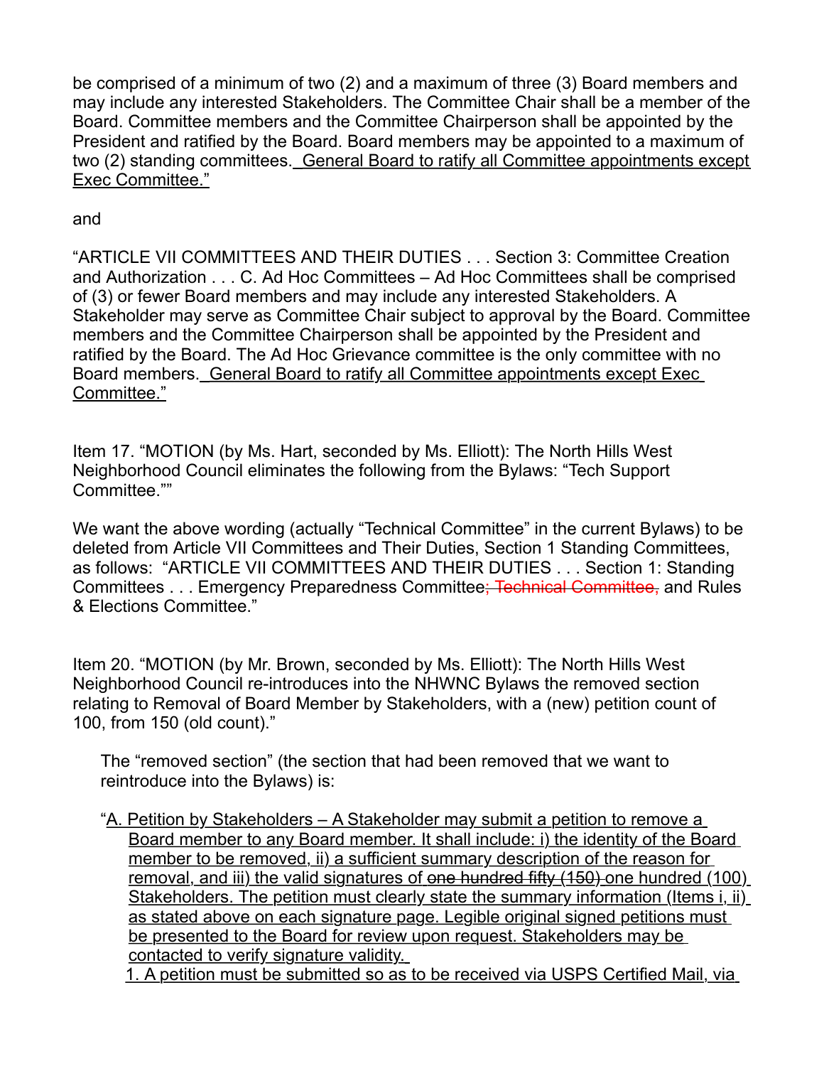be comprised of a minimum of two (2) and a maximum of three (3) Board members and may include any interested Stakeholders. The Committee Chair shall be a member of the Board. Committee members and the Committee Chairperson shall be appointed by the President and ratified by the Board. Board members may be appointed to a maximum of two (2) standing committees. <u>General Board to ratify all Committee appointments except Exec Committee."</u>

and

"ARTICLE VII COMMITTEES AND THEIR DUTIES . . . Section 3: Committee Creation and Authorization . . . C. Ad Hoc Committees – Ad Hoc Committees shall be comprised of (3) or fewer Board members and may include any interested Stakeholders. A Stakeholder may serve as Committee Chair subject to approval by the Board. Committee members and the Committee Chairperson shall be appointed by the President and ratified by the Board. The Ad Hoc Grievance committee is the only committee with no Board members. <u>General Board to ratify all Committee appointments except Exec Committee."</u>

Item 17. "MOTION (by Ms. Hart, seconded by Ms. Elliott): The North Hills West Neighborhood Council eliminates the following from the Bylaws: "Tech Support Committee.""

We want the above wording (actually "Technical Committee" in the current Bylaws) to be deleted from Article VII Committees and Their Duties, Section 1 Standing Committees, as follows: "ARTICLE VII COMMITTEES AND THEIR DUTIES . . . Section 1: Standing Committees . . . Emergency Preparedness Committee~~; Technical Committee,~~ and Rules & Elections Committee."

Item 20. "MOTION (by Mr. Brown, seconded by Ms. Elliott): The North Hills West Neighborhood Council re-introduces into the NHWNC Bylaws the removed section relating to Removal of Board Member by Stakeholders, with a (new) petition count of 100, from 150 (old count)."

The "removed section" (the section that had been removed that we want to reintroduce into the Bylaws) is:

"<u>A. Petition by Stakeholders – A Stakeholder may submit a petition to remove a Board member to any Board member. It shall include: i) the identity of the Board member to be removed, ii) a sufficient summary description of the reason for removal, and iii) the valid signatures of</u> ~~one hundred fifty (150)~~ <u>one hundred (100) Stakeholders. The petition must clearly state the summary information (Items i, ii) as stated above on each signature page. Legible original signed petitions must be presented to the Board for review upon request. Stakeholders may be contacted to verify signature validity.</u>

<u>1. A petition must be submitted so as to be received via USPS Certified Mail, via</u>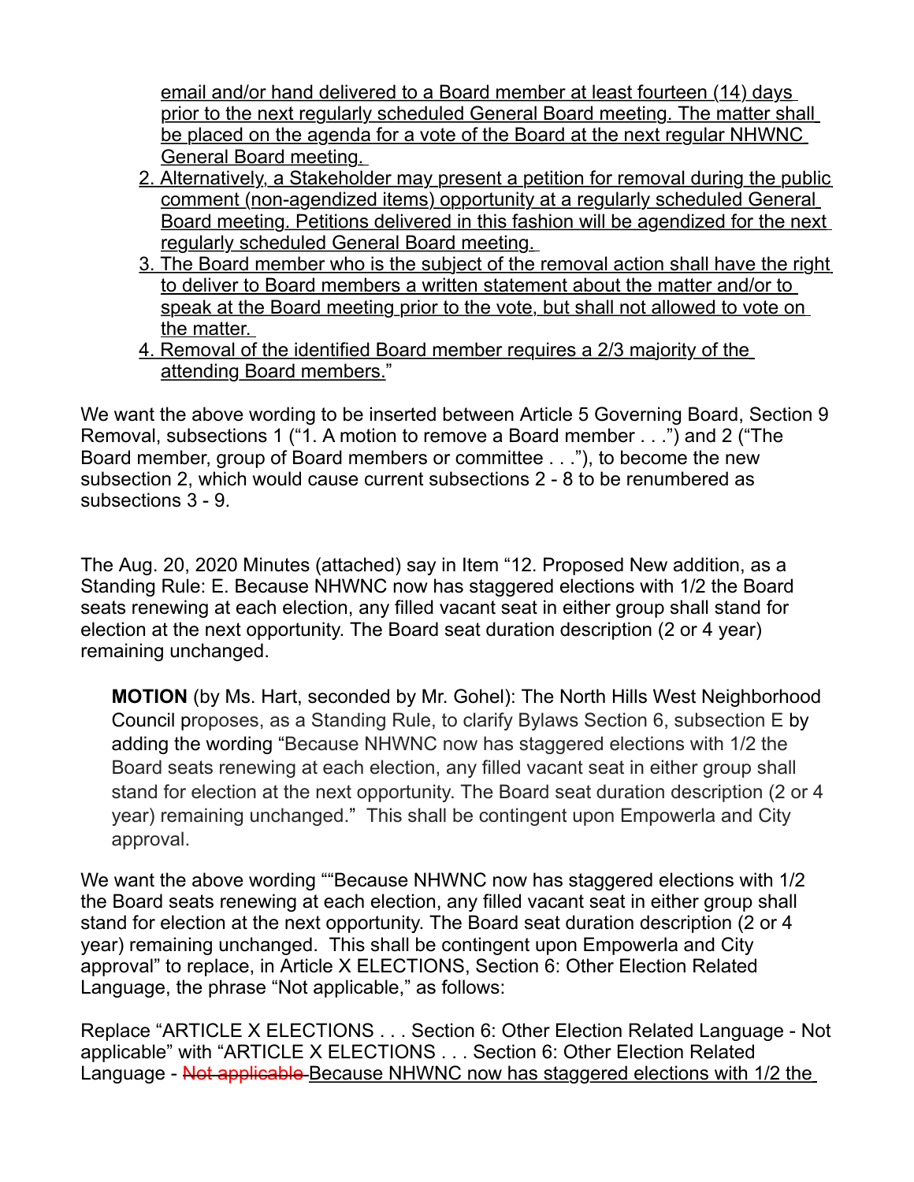<u>email and/or hand delivered to a Board member at least fourteen (14) days prior to the next regularly scheduled General Board meeting. The matter shall be placed on the agenda for a vote of the Board at the next regular NHWNC General Board meeting.</u>

2. <u>Alternatively, a Stakeholder may present a petition for removal during the public comment (non-agendized items) opportunity at a regularly scheduled General Board meeting. Petitions delivered in this fashion will be agendized for the next regularly scheduled General Board meeting.</u>
3. <u>The Board member who is the subject of the removal action shall have the right to deliver to Board members a written statement about the matter and/or to speak at the Board meeting prior to the vote, but shall not allowed to vote on the matter.</u>
4. <u>Removal of the identified Board member requires a 2/3 majority of the attending Board members.</u>"

We want the above wording to be inserted between Article 5 Governing Board, Section 9 Removal, subsections 1 ("1. A motion to remove a Board member . . .") and 2 ("The Board member, group of Board members or committee . . ."), to become the new subsection 2, which would cause current subsections 2 - 8 to be renumbered as subsections 3 - 9.

The Aug. 20, 2020 Minutes (attached) say in Item "12. Proposed New addition, as a Standing Rule: E. Because NHWNC now has staggered elections with 1/2 the Board seats renewing at each election, any filled vacant seat in either group shall stand for election at the next opportunity. The Board seat duration description (2 or 4 year) remaining unchanged.

> **MOTION** (by Ms. Hart, seconded by Mr. Gohel): The North Hills West Neighborhood Council proposes, as a Standing Rule, to clarify Bylaws Section 6, subsection E by adding the wording "Because NHWNC now has staggered elections with 1/2 the Board seats renewing at each election, any filled vacant seat in either group shall stand for election at the next opportunity. The Board seat duration description (2 or 4 year) remaining unchanged." This shall be contingent upon Empowerla and City approval.

We want the above wording ""Because NHWNC now has staggered elections with 1/2 the Board seats renewing at each election, any filled vacant seat in either group shall stand for election at the next opportunity. The Board seat duration description (2 or 4 year) remaining unchanged. This shall be contingent upon Empowerla and City approval" to replace, in Article X ELECTIONS, Section 6: Other Election Related Language, the phrase "Not applicable," as follows:

Replace "ARTICLE X ELECTIONS . . . Section 6: Other Election Related Language - Not applicable" with "ARTICLE X ELECTIONS . . . Section 6: Other Election Related Language - ~~Not applicable~~ <u>Because NHWNC now has staggered elections with 1/2 the</u>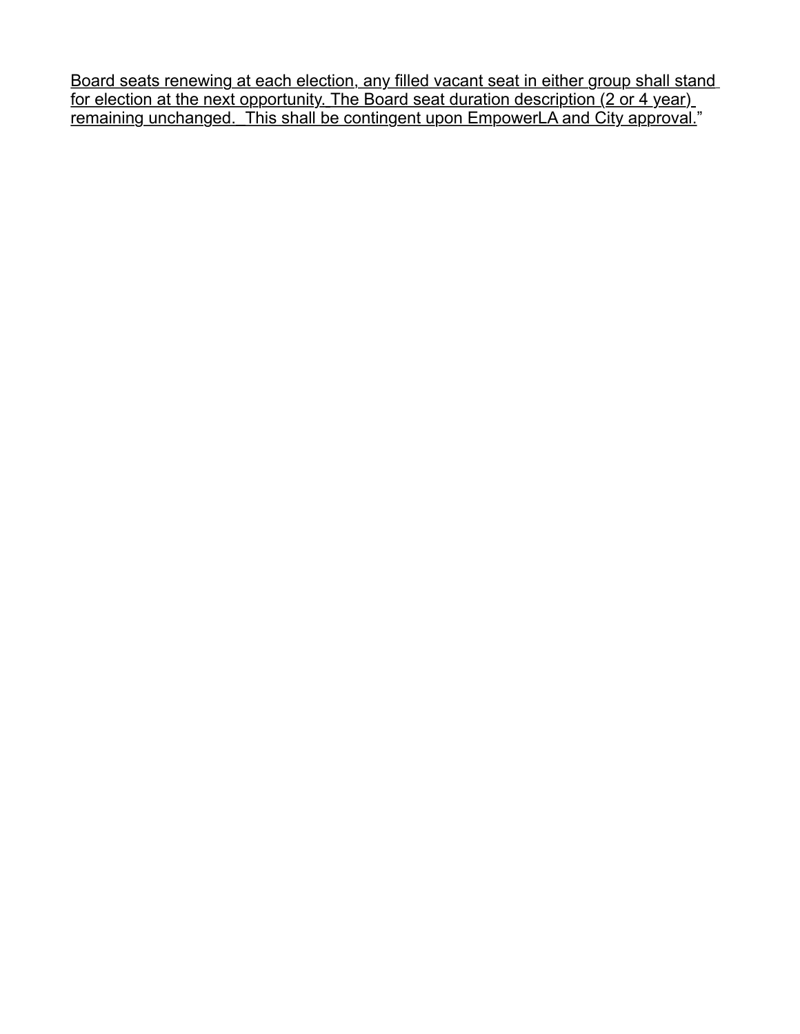<u>Board seats renewing at each election, any filled vacant seat in either group shall stand for election at the next opportunity. The Board seat duration description (2 or 4 year) remaining unchanged.  This shall be contingent upon EmpowerLA and City approval.</u>"